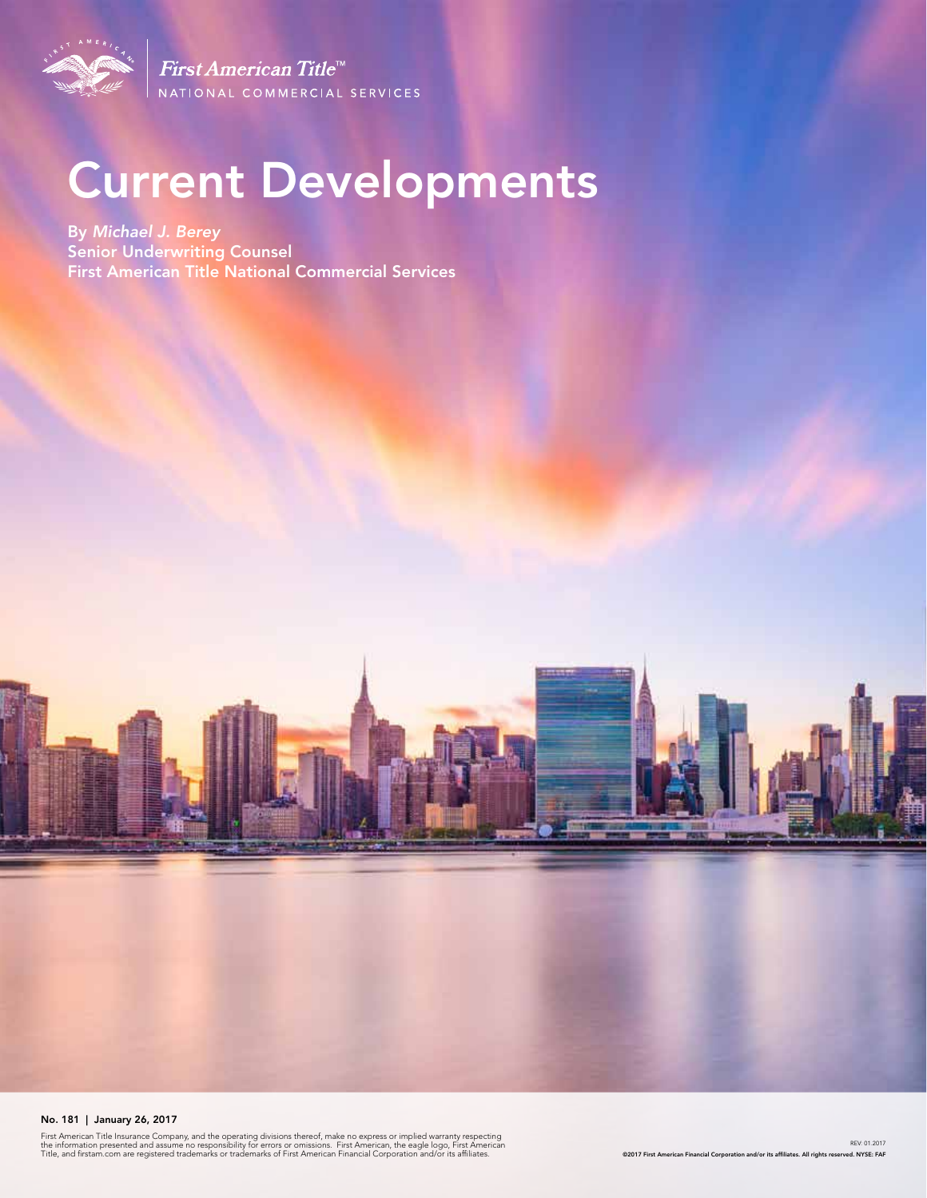First American Title™
NATIONAL COMMERCIAL SERVICES

# Current Developments

**By *Michael J. Berey***
**Senior Underwriting Counsel**
**First American Title National Commercial Services**

**No. 181 | January 26, 2017**

First American Title Insurance Company, and the operating divisions thereof, make no express or implied warranty respecting the information presented and assume no responsibility for errors or omissions. First American, the eagle logo, First American Title, and firstam.com are registered trademarks or trademarks of First American Financial Corporation and/or its affiliates.

REV: 01.2017
©2017 First American Financial Corporation and/or its affiliates. All rights reserved. NYSE: FAF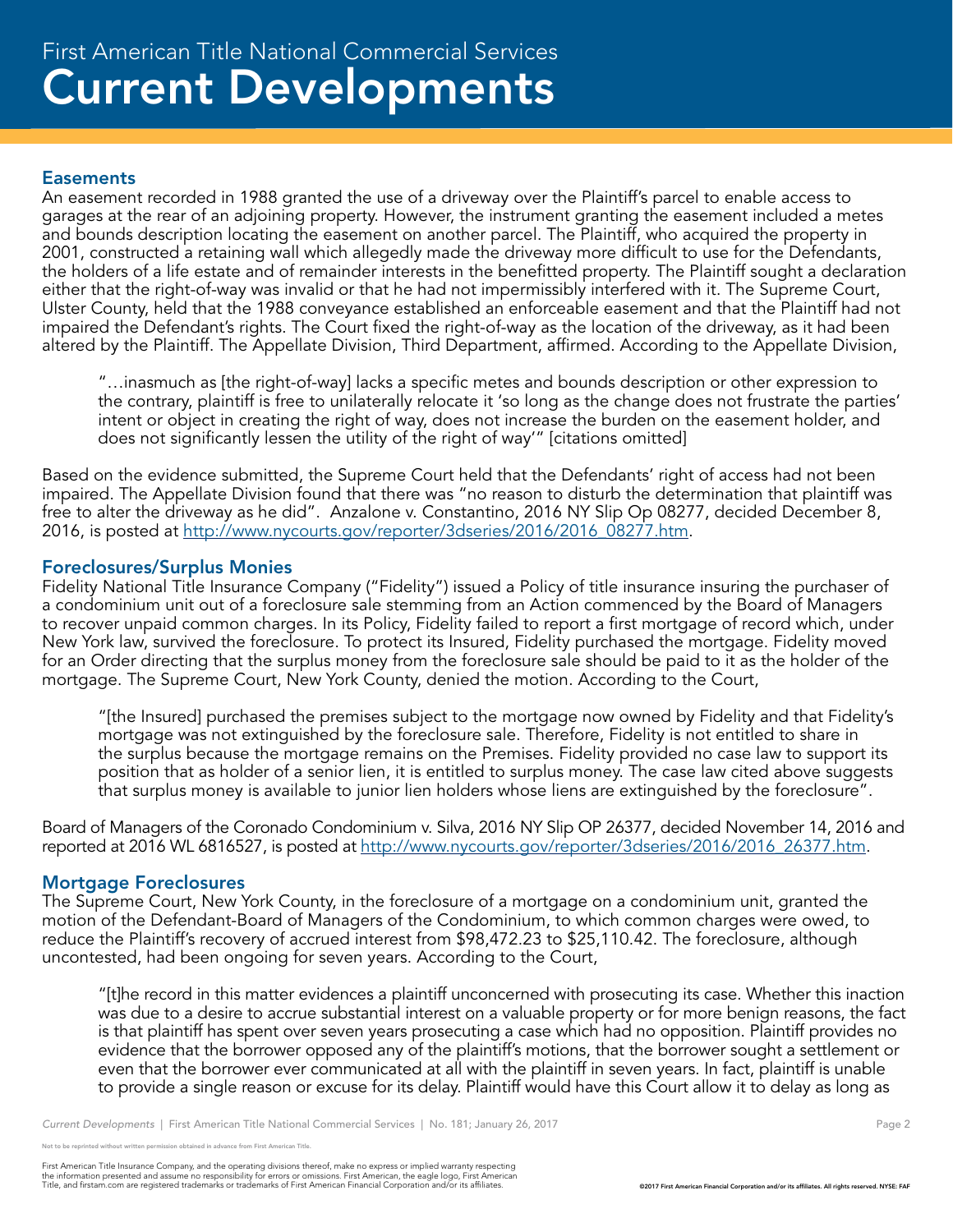## Easements

An easement recorded in 1988 granted the use of a driveway over the Plaintiff's parcel to enable access to garages at the rear of an adjoining property. However, the instrument granting the easement included a metes and bounds description locating the easement on another parcel. The Plaintiff, who acquired the property in 2001, constructed a retaining wall which allegedly made the driveway more difficult to use for the Defendants, the holders of a life estate and of remainder interests in the benefitted property. The Plaintiff sought a declaration either that the right-of-way was invalid or that he had not impermissibly interfered with it. The Supreme Court, Ulster County, held that the 1988 conveyance established an enforceable easement and that the Plaintiff had not impaired the Defendant's rights. The Court fixed the right-of-way as the location of the driveway, as it had been altered by the Plaintiff. The Appellate Division, Third Department, affirmed. According to the Appellate Division,

> "…inasmuch as [the right-of-way] lacks a specific metes and bounds description or other expression to the contrary, plaintiff is free to unilaterally relocate it 'so long as the change does not frustrate the parties' intent or object in creating the right of way, does not increase the burden on the easement holder, and does not significantly lessen the utility of the right of way'" [citations omitted]

Based on the evidence submitted, the Supreme Court held that the Defendants' right of access had not been impaired. The Appellate Division found that there was "no reason to disturb the determination that plaintiff was free to alter the driveway as he did". Anzalone v. Constantino, 2016 NY Slip Op 08277, decided December 8, 2016, is posted at http://www.nycourts.gov/reporter/3dseries/2016/2016_08277.htm.

## Foreclosures/Surplus Monies

Fidelity National Title Insurance Company ("Fidelity") issued a Policy of title insurance insuring the purchaser of a condominium unit out of a foreclosure sale stemming from an Action commenced by the Board of Managers to recover unpaid common charges. In its Policy, Fidelity failed to report a first mortgage of record which, under New York law, survived the foreclosure. To protect its Insured, Fidelity purchased the mortgage. Fidelity moved for an Order directing that the surplus money from the foreclosure sale should be paid to it as the holder of the mortgage. The Supreme Court, New York County, denied the motion. According to the Court,

> "[the Insured] purchased the premises subject to the mortgage now owned by Fidelity and that Fidelity's mortgage was not extinguished by the foreclosure sale. Therefore, Fidelity is not entitled to share in the surplus because the mortgage remains on the Premises. Fidelity provided no case law to support its position that as holder of a senior lien, it is entitled to surplus money. The case law cited above suggests that surplus money is available to junior lien holders whose liens are extinguished by the foreclosure".

Board of Managers of the Coronado Condominium v. Silva, 2016 NY Slip OP 26377, decided November 14, 2016 and reported at 2016 WL 6816527, is posted at http://www.nycourts.gov/reporter/3dseries/2016/2016_26377.htm.

## Mortgage Foreclosures

The Supreme Court, New York County, in the foreclosure of a mortgage on a condominium unit, granted the motion of the Defendant-Board of Managers of the Condominium, to which common charges were owed, to reduce the Plaintiff's recovery of accrued interest from $98,472.23 to $25,110.42. The foreclosure, although uncontested, had been ongoing for seven years. According to the Court,

> "[t]he record in this matter evidences a plaintiff unconcerned with prosecuting its case. Whether this inaction was due to a desire to accrue substantial interest on a valuable property or for more benign reasons, the fact is that plaintiff has spent over seven years prosecuting a case which had no opposition. Plaintiff provides no evidence that the borrower opposed any of the plaintiff's motions, that the borrower sought a settlement or even that the borrower ever communicated at all with the plaintiff in seven years. In fact, plaintiff is unable to provide a single reason or excuse for its delay. Plaintiff would have this Court allow it to delay as long as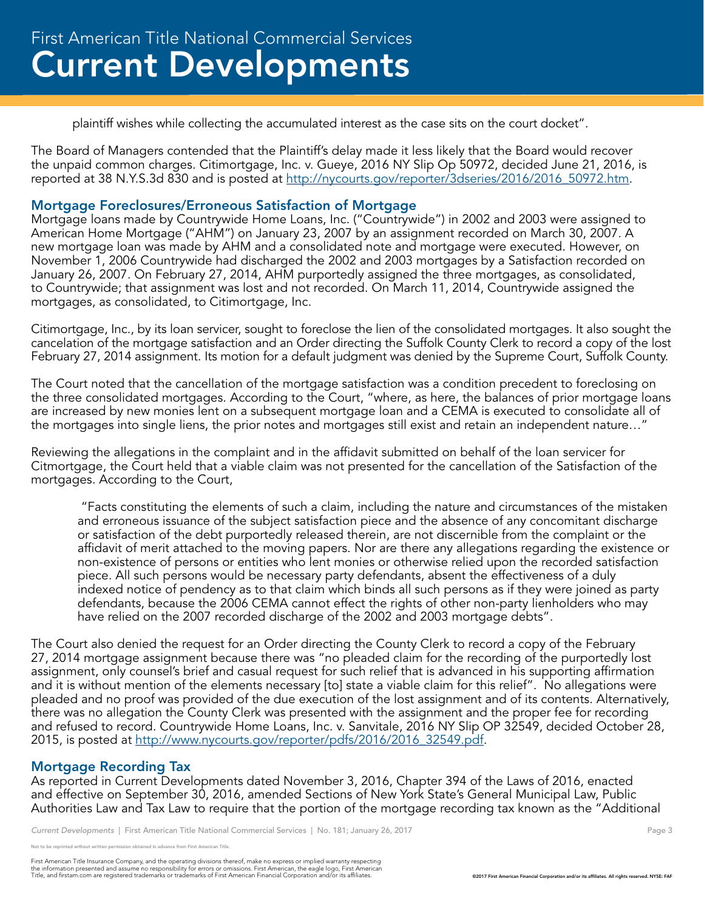plaintiff wishes while collecting the accumulated interest as the case sits on the court docket".

The Board of Managers contended that the Plaintiff's delay made it less likely that the Board would recover the unpaid common charges. Citimortgage, Inc. v. Gueye, 2016 NY Slip Op 50972, decided June 21, 2016, is reported at 38 N.Y.S.3d 830 and is posted at http://nycourts.gov/reporter/3dseries/2016/2016_50972.htm.

## Mortgage Foreclosures/Erroneous Satisfaction of Mortgage

Mortgage loans made by Countrywide Home Loans, Inc. ("Countrywide") in 2002 and 2003 were assigned to American Home Mortgage ("AHM") on January 23, 2007 by an assignment recorded on March 30, 2007. A new mortgage loan was made by AHM and a consolidated note and mortgage were executed. However, on November 1, 2006 Countrywide had discharged the 2002 and 2003 mortgages by a Satisfaction recorded on January 26, 2007. On February 27, 2014, AHM purportedly assigned the three mortgages, as consolidated, to Countrywide; that assignment was lost and not recorded. On March 11, 2014, Countrywide assigned the mortgages, as consolidated, to Citimortgage, Inc.

Citimortgage, Inc., by its loan servicer, sought to foreclose the lien of the consolidated mortgages. It also sought the cancelation of the mortgage satisfaction and an Order directing the Suffolk County Clerk to record a copy of the lost February 27, 2014 assignment. Its motion for a default judgment was denied by the Supreme Court, Suffolk County.

The Court noted that the cancellation of the mortgage satisfaction was a condition precedent to foreclosing on the three consolidated mortgages. According to the Court, "where, as here, the balances of prior mortgage loans are increased by new monies lent on a subsequent mortgage loan and a CEMA is executed to consolidate all of the mortgages into single liens, the prior notes and mortgages still exist and retain an independent nature…"

Reviewing the allegations in the complaint and in the affidavit submitted on behalf of the loan servicer for Citmortgage, the Court held that a viable claim was not presented for the cancellation of the Satisfaction of the mortgages. According to the Court,

> "Facts constituting the elements of such a claim, including the nature and circumstances of the mistaken and erroneous issuance of the subject satisfaction piece and the absence of any concomitant discharge or satisfaction of the debt purportedly released therein, are not discernible from the complaint or the affidavit of merit attached to the moving papers. Nor are there any allegations regarding the existence or non-existence of persons or entities who lent monies or otherwise relied upon the recorded satisfaction piece. All such persons would be necessary party defendants, absent the effectiveness of a duly indexed notice of pendency as to that claim which binds all such persons as if they were joined as party defendants, because the 2006 CEMA cannot effect the rights of other non-party lienholders who may have relied on the 2007 recorded discharge of the 2002 and 2003 mortgage debts".

The Court also denied the request for an Order directing the County Clerk to record a copy of the February 27, 2014 mortgage assignment because there was "no pleaded claim for the recording of the purportedly lost assignment, only counsel's brief and casual request for such relief that is advanced in his supporting affirmation and it is without mention of the elements necessary [to] state a viable claim for this relief". No allegations were pleaded and no proof was provided of the due execution of the lost assignment and of its contents. Alternatively, there was no allegation the County Clerk was presented with the assignment and the proper fee for recording and refused to record. Countrywide Home Loans, Inc. v. Sanvitale, 2016 NY Slip OP 32549, decided October 28, 2015, is posted at http://www.nycourts.gov/reporter/pdfs/2016/2016_32549.pdf.

## Mortgage Recording Tax

As reported in Current Developments dated November 3, 2016, Chapter 394 of the Laws of 2016, enacted and effective on September 30, 2016, amended Sections of New York State's General Municipal Law, Public Authorities Law and Tax Law to require that the portion of the mortgage recording tax known as the "Additional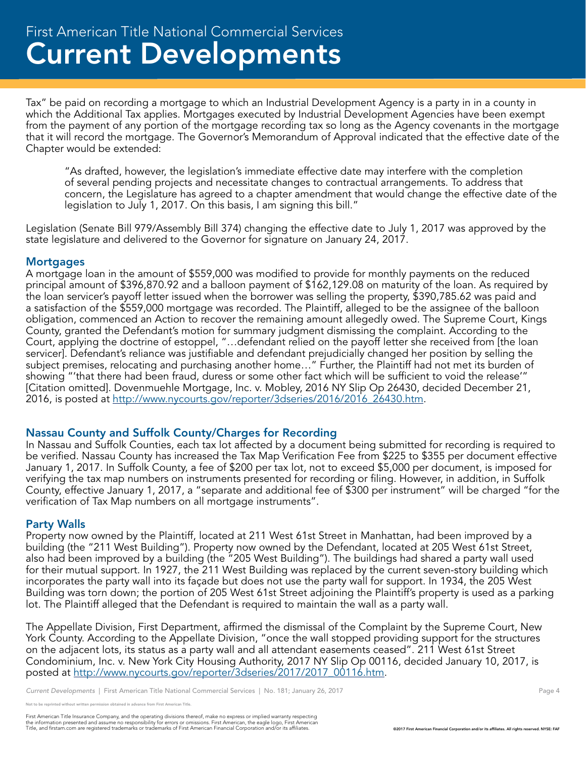Tax" be paid on recording a mortgage to which an Industrial Development Agency is a party in in a county in which the Additional Tax applies. Mortgages executed by Industrial Development Agencies have been exempt from the payment of any portion of the mortgage recording tax so long as the Agency covenants in the mortgage that it will record the mortgage. The Governor's Memorandum of Approval indicated that the effective date of the Chapter would be extended:

> "As drafted, however, the legislation's immediate effective date may interfere with the completion of several pending projects and necessitate changes to contractual arrangements. To address that concern, the Legislature has agreed to a chapter amendment that would change the effective date of the legislation to July 1, 2017. On this basis, I am signing this bill."

Legislation (Senate Bill 979/Assembly Bill 374) changing the effective date to July 1, 2017 was approved by the state legislature and delivered to the Governor for signature on January 24, 2017.

## Mortgages

A mortgage loan in the amount of $559,000 was modified to provide for monthly payments on the reduced principal amount of $396,870.92 and a balloon payment of $162,129.08 on maturity of the loan. As required by the loan servicer's payoff letter issued when the borrower was selling the property, $390,785.62 was paid and a satisfaction of the $559,000 mortgage was recorded. The Plaintiff, alleged to be the assignee of the balloon obligation, commenced an Action to recover the remaining amount allegedly owed. The Supreme Court, Kings County, granted the Defendant's motion for summary judgment dismissing the complaint. According to the Court, applying the doctrine of estoppel, "…defendant relied on the payoff letter she received from [the loan servicer]. Defendant's reliance was justifiable and defendant prejudicially changed her position by selling the subject premises, relocating and purchasing another home…" Further, the Plaintiff had not met its burden of showing "'that there had been fraud, duress or some other fact which will be sufficient to void the release'" [Citation omitted]. Dovenmuehle Mortgage, Inc. v. Mobley, 2016 NY Slip Op 26430, decided December 21, 2016, is posted at http://www.nycourts.gov/reporter/3dseries/2016/2016_26430.htm.

## Nassau County and Suffolk County/Charges for Recording

In Nassau and Suffolk Counties, each tax lot affected by a document being submitted for recording is required to be verified. Nassau County has increased the Tax Map Verification Fee from $225 to $355 per document effective January 1, 2017. In Suffolk County, a fee of $200 per tax lot, not to exceed $5,000 per document, is imposed for verifying the tax map numbers on instruments presented for recording or filing. However, in addition, in Suffolk County, effective January 1, 2017, a "separate and additional fee of $300 per instrument" will be charged "for the verification of Tax Map numbers on all mortgage instruments".

## Party Walls

Property now owned by the Plaintiff, located at 211 West 61st Street in Manhattan, had been improved by a building (the "211 West Building"). Property now owned by the Defendant, located at 205 West 61st Street, also had been improved by a building (the "205 West Building"). The buildings had shared a party wall used for their mutual support. In 1927, the 211 West Building was replaced by the current seven-story building which incorporates the party wall into its façade but does not use the party wall for support. In 1934, the 205 West Building was torn down; the portion of 205 West 61st Street adjoining the Plaintiff's property is used as a parking lot. The Plaintiff alleged that the Defendant is required to maintain the wall as a party wall.

The Appellate Division, First Department, affirmed the dismissal of the Complaint by the Supreme Court, New York County. According to the Appellate Division, "once the wall stopped providing support for the structures on the adjacent lots, its status as a party wall and all attendant easements ceased". 211 West 61st Street Condominium, Inc. v. New York City Housing Authority, 2017 NY Slip Op 00116, decided January 10, 2017, is posted at http://www.nycourts.gov/reporter/3dseries/2017/2017_00116.htm.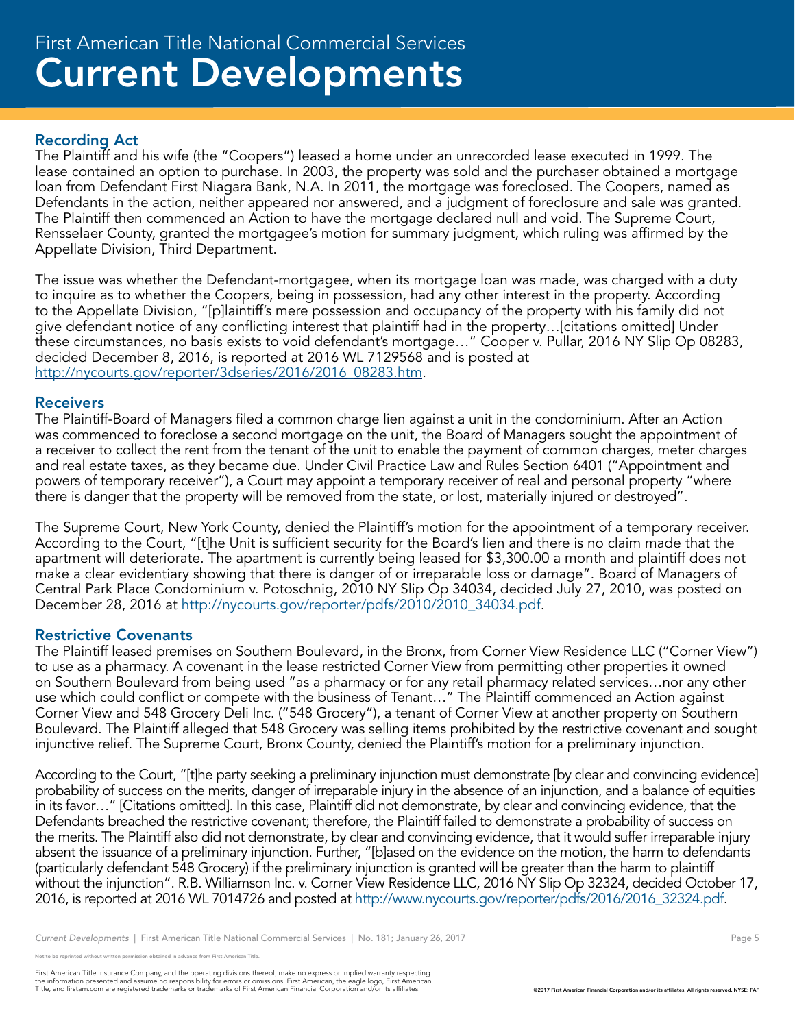## Recording Act

The Plaintiff and his wife (the "Coopers") leased a home under an unrecorded lease executed in 1999. The lease contained an option to purchase. In 2003, the property was sold and the purchaser obtained a mortgage loan from Defendant First Niagara Bank, N.A. In 2011, the mortgage was foreclosed. The Coopers, named as Defendants in the action, neither appeared nor answered, and a judgment of foreclosure and sale was granted. The Plaintiff then commenced an Action to have the mortgage declared null and void. The Supreme Court, Rensselaer County, granted the mortgagee's motion for summary judgment, which ruling was affirmed by the Appellate Division, Third Department.

The issue was whether the Defendant-mortgagee, when its mortgage loan was made, was charged with a duty to inquire as to whether the Coopers, being in possession, had any other interest in the property. According to the Appellate Division, "[p]laintiff's mere possession and occupancy of the property with his family did not give defendant notice of any conflicting interest that plaintiff had in the property…[citations omitted] Under these circumstances, no basis exists to void defendant's mortgage…" Cooper v. Pullar, 2016 NY Slip Op 08283, decided December 8, 2016, is reported at 2016 WL 7129568 and is posted at http://nycourts.gov/reporter/3dseries/2016/2016_08283.htm.

## Receivers

The Plaintiff-Board of Managers filed a common charge lien against a unit in the condominium. After an Action was commenced to foreclose a second mortgage on the unit, the Board of Managers sought the appointment of a receiver to collect the rent from the tenant of the unit to enable the payment of common charges, meter charges and real estate taxes, as they became due. Under Civil Practice Law and Rules Section 6401 ("Appointment and powers of temporary receiver"), a Court may appoint a temporary receiver of real and personal property "where there is danger that the property will be removed from the state, or lost, materially injured or destroyed".

The Supreme Court, New York County, denied the Plaintiff's motion for the appointment of a temporary receiver. According to the Court, "[t]he Unit is sufficient security for the Board's lien and there is no claim made that the apartment will deteriorate. The apartment is currently being leased for $3,300.00 a month and plaintiff does not make a clear evidentiary showing that there is danger of or irreparable loss or damage". Board of Managers of Central Park Place Condominium v. Potoschnig, 2010 NY Slip Op 34034, decided July 27, 2010, was posted on December 28, 2016 at http://nycourts.gov/reporter/pdfs/2010/2010_34034.pdf.

## Restrictive Covenants

The Plaintiff leased premises on Southern Boulevard, in the Bronx, from Corner View Residence LLC ("Corner View") to use as a pharmacy. A covenant in the lease restricted Corner View from permitting other properties it owned on Southern Boulevard from being used "as a pharmacy or for any retail pharmacy related services…nor any other use which could conflict or compete with the business of Tenant…" The Plaintiff commenced an Action against Corner View and 548 Grocery Deli Inc. ("548 Grocery"), a tenant of Corner View at another property on Southern Boulevard. The Plaintiff alleged that 548 Grocery was selling items prohibited by the restrictive covenant and sought injunctive relief. The Supreme Court, Bronx County, denied the Plaintiff's motion for a preliminary injunction.

According to the Court, "[t]he party seeking a preliminary injunction must demonstrate [by clear and convincing evidence] probability of success on the merits, danger of irreparable injury in the absence of an injunction, and a balance of equities in its favor…" [Citations omitted]. In this case, Plaintiff did not demonstrate, by clear and convincing evidence, that the Defendants breached the restrictive covenant; therefore, the Plaintiff failed to demonstrate a probability of success on the merits. The Plaintiff also did not demonstrate, by clear and convincing evidence, that it would suffer irreparable injury absent the issuance of a preliminary injunction. Further, "[b]ased on the evidence on the motion, the harm to defendants (particularly defendant 548 Grocery) if the preliminary injunction is granted will be greater than the harm to plaintiff without the injunction". R.B. Williamson Inc. v. Corner View Residence LLC, 2016 NY Slip Op 32324, decided October 17, 2016, is reported at 2016 WL 7014726 and posted at http://www.nycourts.gov/reporter/pdfs/2016/2016_32324.pdf.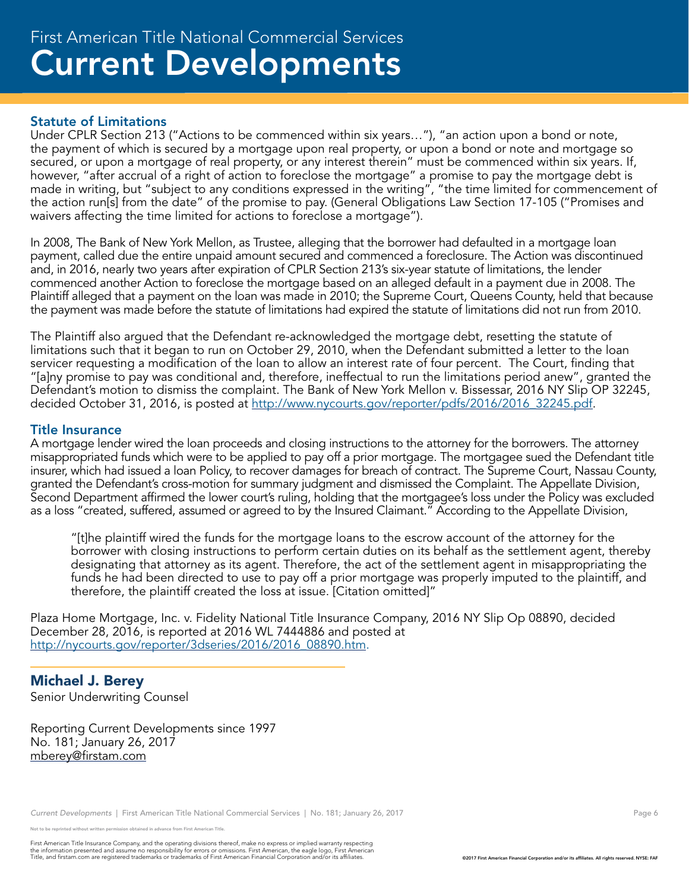## Statute of Limitations

Under CPLR Section 213 ("Actions to be commenced within six years…"), "an action upon a bond or note, the payment of which is secured by a mortgage upon real property, or upon a bond or note and mortgage so secured, or upon a mortgage of real property, or any interest therein" must be commenced within six years. If, however, "after accrual of a right of action to foreclose the mortgage" a promise to pay the mortgage debt is made in writing, but "subject to any conditions expressed in the writing", "the time limited for commencement of the action run[s] from the date" of the promise to pay. (General Obligations Law Section 17-105 ("Promises and waivers affecting the time limited for actions to foreclose a mortgage").

In 2008, The Bank of New York Mellon, as Trustee, alleging that the borrower had defaulted in a mortgage loan payment, called due the entire unpaid amount secured and commenced a foreclosure. The Action was discontinued and, in 2016, nearly two years after expiration of CPLR Section 213's six-year statute of limitations, the lender commenced another Action to foreclose the mortgage based on an alleged default in a payment due in 2008. The Plaintiff alleged that a payment on the loan was made in 2010; the Supreme Court, Queens County, held that because the payment was made before the statute of limitations had expired the statute of limitations did not run from 2010.

The Plaintiff also argued that the Defendant re-acknowledged the mortgage debt, resetting the statute of limitations such that it began to run on October 29, 2010, when the Defendant submitted a letter to the loan servicer requesting a modification of the loan to allow an interest rate of four percent. The Court, finding that "[a]ny promise to pay was conditional and, therefore, ineffectual to run the limitations period anew", granted the Defendant's motion to dismiss the complaint. The Bank of New York Mellon v. Bissessar, 2016 NY Slip OP 32245, decided October 31, 2016, is posted at [http://www.nycourts.gov/reporter/pdfs/2016/2016_32245.pdf](http://www.nycourts.gov/reporter/pdfs/2016/2016_32245.pdf).

## Title Insurance

A mortgage lender wired the loan proceeds and closing instructions to the attorney for the borrowers. The attorney misappropriated funds which were to be applied to pay off a prior mortgage. The mortgagee sued the Defendant title insurer, which had issued a loan Policy, to recover damages for breach of contract. The Supreme Court, Nassau County, granted the Defendant's cross-motion for summary judgment and dismissed the Complaint. The Appellate Division, Second Department affirmed the lower court's ruling, holding that the mortgagee's loss under the Policy was excluded as a loss "created, suffered, assumed or agreed to by the Insured Claimant." According to the Appellate Division,

> "[t]he plaintiff wired the funds for the mortgage loans to the escrow account of the attorney for the borrower with closing instructions to perform certain duties on its behalf as the settlement agent, thereby designating that attorney as its agent. Therefore, the act of the settlement agent in misappropriating the funds he had been directed to use to pay off a prior mortgage was properly imputed to the plaintiff, and therefore, the plaintiff created the loss at issue. [Citation omitted]"

Plaza Home Mortgage, Inc. v. Fidelity National Title Insurance Company, 2016 NY Slip Op 08890, decided December 28, 2016, is reported at 2016 WL 7444886 and posted at [http://nycourts.gov/reporter/3dseries/2016/2016_08890.htm](http://nycourts.gov/reporter/3dseries/2016/2016_08890.htm).

---

**Michael J. Berey**
Senior Underwriting Counsel

Reporting Current Developments since 1997
No. 181; January 26, 2017
[mberey@firstam.com](mailto:mberey@firstam.com)

Not to be reprinted without written permission obtained in advance from First American Title.

First American Title Insurance Company, and the operating divisions thereof, make no express or implied warranty respecting the information presented and assume no responsibility for errors or omissions. First American, the eagle logo, First American Title, and firstam.com are registered trademarks or trademarks of First American Financial Corporation and/or its affiliates.

©2017 First American Financial Corporation and/or its affiliates. All rights reserved. NYSE: FAF